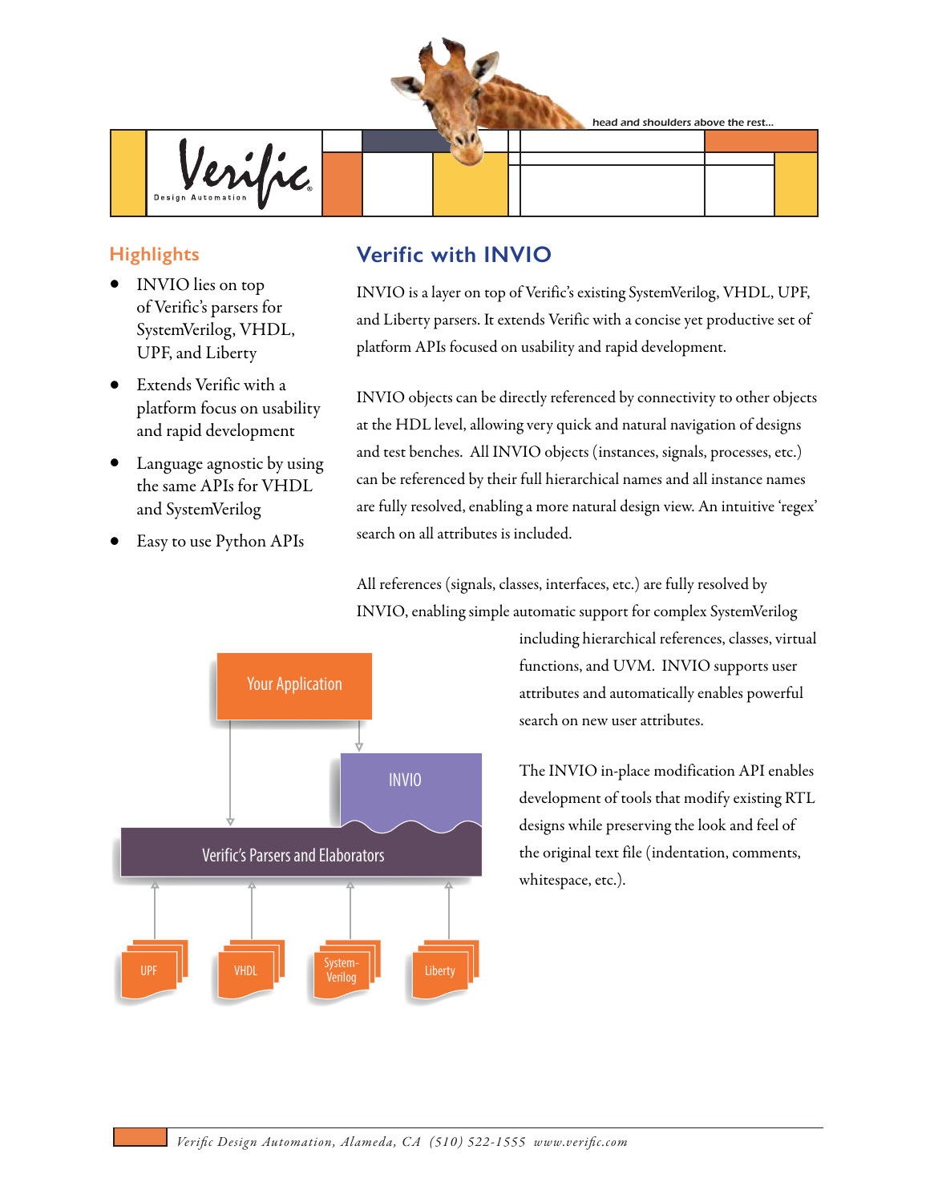head and shoulders above the rest...

Verific Design Automation

## Highlights

- INVIO lies on top of Verific's parsers for SystemVerilog, VHDL, UPF, and Liberty
- Extends Verific with a platform focus on usability and rapid development
- Language agnostic by using the same APIs for VHDL and SystemVerilog
- Easy to use Python APIs

## Verific with INVIO

INVIO is a layer on top of Verific's existing SystemVerilog, VHDL, UPF, and Liberty parsers. It extends Verific with a concise yet productive set of platform APIs focused on usability and rapid development.

INVIO objects can be directly referenced by connectivity to other objects at the HDL level, allowing very quick and natural navigation of designs and test benches. All INVIO objects (instances, signals, processes, etc.) can be referenced by their full hierarchical names and all instance names are fully resolved, enabling a more natural design view. An intuitive 'regex' search on all attributes is included.

All references (signals, classes, interfaces, etc.) are fully resolved by INVIO, enabling simple automatic support for complex SystemVerilog including hierarchical references, classes, virtual functions, and UVM. INVIO supports user attributes and automatically enables powerful search on new user attributes.

The INVIO in-place modification API enables development of tools that modify existing RTL designs while preserving the look and feel of the original text file (indentation, comments, whitespace, etc.).

Your Application

INVIO

Verific's Parsers and Elaborators

UPF | VHDL | System-Verilog | Liberty

*Verific Design Automation, Alameda, CA (510) 522-1555 www.verific.com*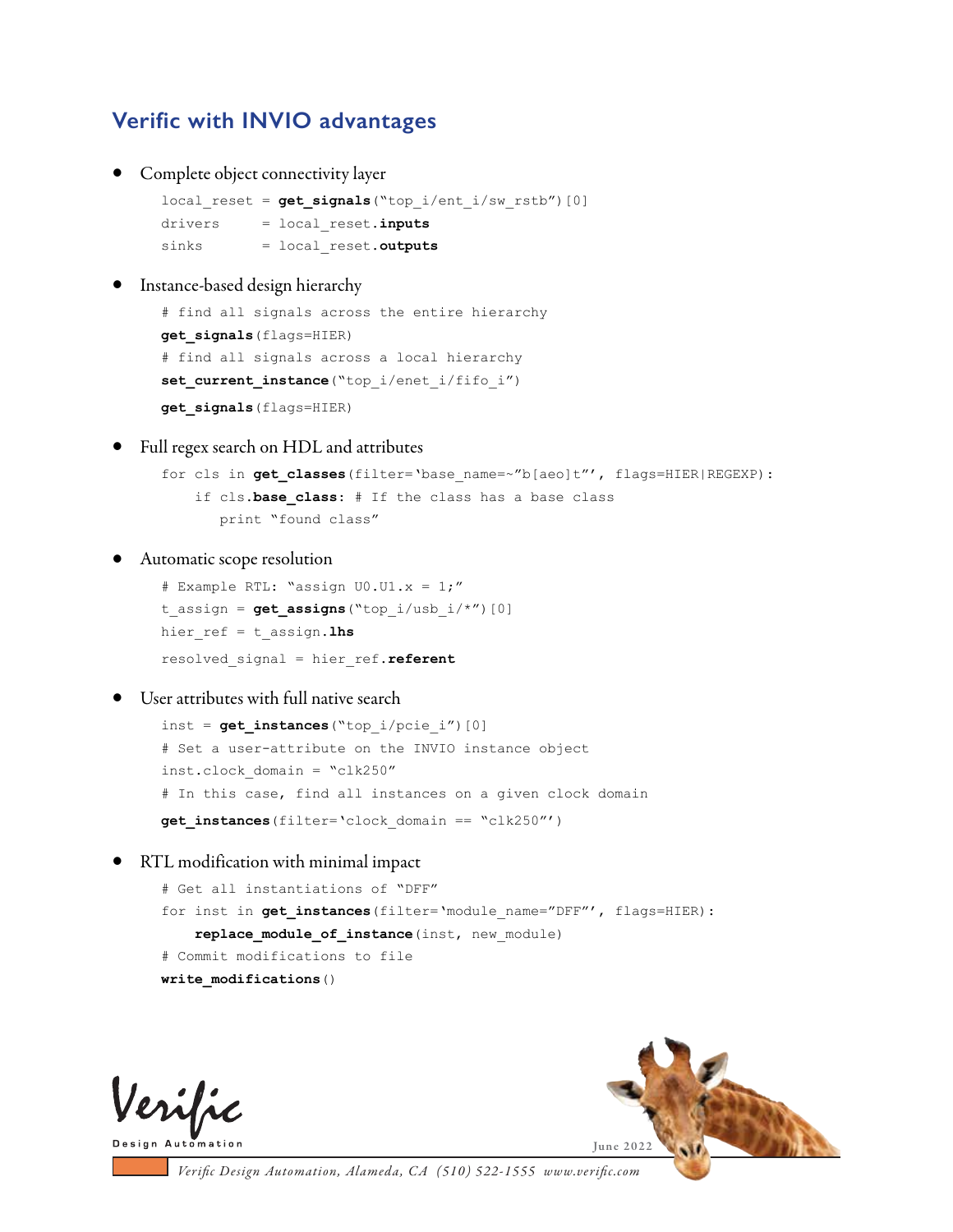## Verific with INVIO advantages

- Complete object connectivity layer

```
local_reset = get_signals("top_i/ent_i/sw_rstb")[0]
drivers     = local_reset.inputs
sinks       = local_reset.outputs
```

- Instance-based design hierarchy

```
# find all signals across the entire hierarchy
get_signals(flags=HIER)
# find all signals across a local hierarchy
set_current_instance("top_i/enet_i/fifo_i")
get_signals(flags=HIER)
```

- Full regex search on HDL and attributes

```
for cls in get_classes(filter='base_name=~"b[aeo]t"', flags=HIER|REGEXP):
    if cls.base_class: # If the class has a base class
       print "found class"
```

- Automatic scope resolution

```
# Example RTL: "assign U0.U1.x = 1;"
t_assign = get_assigns("top_i/usb_i/*")[0]
hier_ref = t_assign.lhs
resolved_signal = hier_ref.referent
```

- User attributes with full native search

```
inst = get_instances("top_i/pcie_i")[0]
# Set a user-attribute on the INVIO instance object
inst.clock_domain = "clk250"
# In this case, find all instances on a given clock domain
get_instances(filter='clock_domain == "clk250"')
```

- RTL modification with minimal impact

```
# Get all instantiations of "DFF"
for inst in get_instances(filter='module_name="DFF"', flags=HIER):
    replace_module_of_instance(inst, new_module)
# Commit modifications to file
write_modifications()
```

Verific
Design Automation

June 2022

*Verific Design Automation, Alameda, CA (510) 522-1555 www.verific.com*